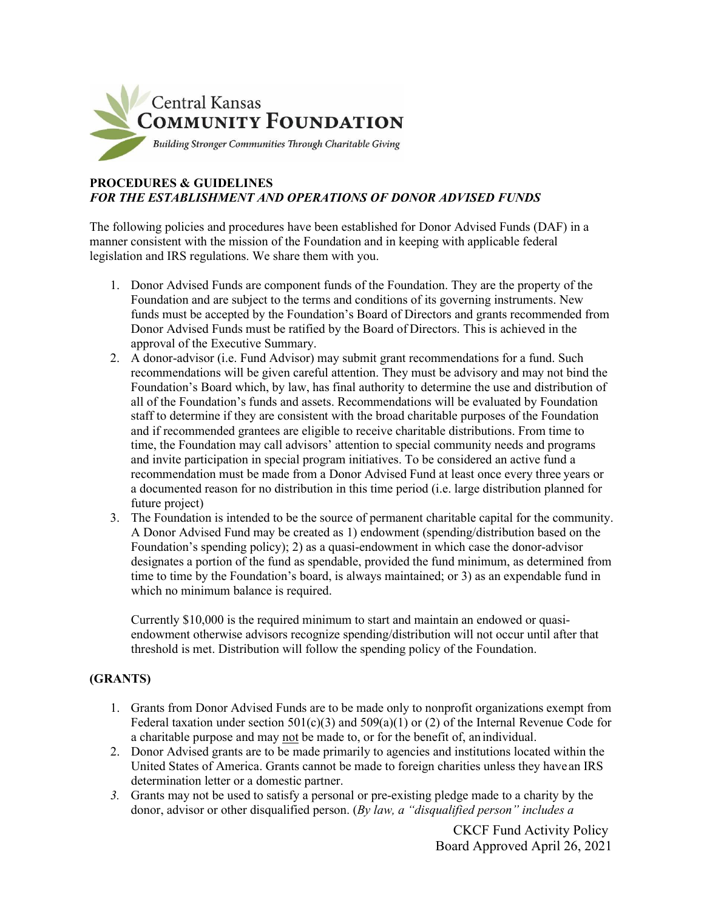Central Kansas **Community Foundation**

*Building Stronger Communities Through Charitable Giving*

**PROCEDURES & GUIDELINES**
***FOR THE ESTABLISHMENT AND OPERATIONS OF DONOR ADVISED FUNDS***

The following policies and procedures have been established for Donor Advised Funds (DAF) in a manner consistent with the mission of the Foundation and in keeping with applicable federal legislation and IRS regulations. We share them with you.

1. Donor Advised Funds are component funds of the Foundation. They are the property of the Foundation and are subject to the terms and conditions of its governing instruments. New funds must be accepted by the Foundation's Board of Directors and grants recommended from Donor Advised Funds must be ratified by the Board of Directors. This is achieved in the approval of the Executive Summary.
2. A donor-advisor (i.e. Fund Advisor) may submit grant recommendations for a fund. Such recommendations will be given careful attention. They must be advisory and may not bind the Foundation's Board which, by law, has final authority to determine the use and distribution of all of the Foundation's funds and assets. Recommendations will be evaluated by Foundation staff to determine if they are consistent with the broad charitable purposes of the Foundation and if recommended grantees are eligible to receive charitable distributions. From time to time, the Foundation may call advisors' attention to special community needs and programs and invite participation in special program initiatives. To be considered an active fund a recommendation must be made from a Donor Advised Fund at least once every three years or a documented reason for no distribution in this time period (i.e. large distribution planned for future project)
3. The Foundation is intended to be the source of permanent charitable capital for the community. A Donor Advised Fund may be created as 1) endowment (spending/distribution based on the Foundation's spending policy); 2) as a quasi-endowment in which case the donor-advisor designates a portion of the fund as spendable, provided the fund minimum, as determined from time to time by the Foundation's board, is always maintained; or 3) as an expendable fund in which no minimum balance is required.

   Currently $10,000 is the required minimum to start and maintain an endowed or quasi-endowment otherwise advisors recognize spending/distribution will not occur until after that threshold is met. Distribution will follow the spending policy of the Foundation.

**(GRANTS)**

1. Grants from Donor Advised Funds are to be made only to nonprofit organizations exempt from Federal taxation under section 501(c)(3) and 509(a)(1) or (2) of the Internal Revenue Code for a charitable purpose and may <u>not</u> be made to, or for the benefit of, an individual.
2. Donor Advised grants are to be made primarily to agencies and institutions located within the United States of America. Grants cannot be made to foreign charities unless they have an IRS determination letter or a domestic partner.
3. Grants may not be used to satisfy a personal or pre-existing pledge made to a charity by the donor, advisor or other disqualified person. (*By law, a "disqualified person" includes a*

CKCF Fund Activity Policy
Board Approved April 26, 2021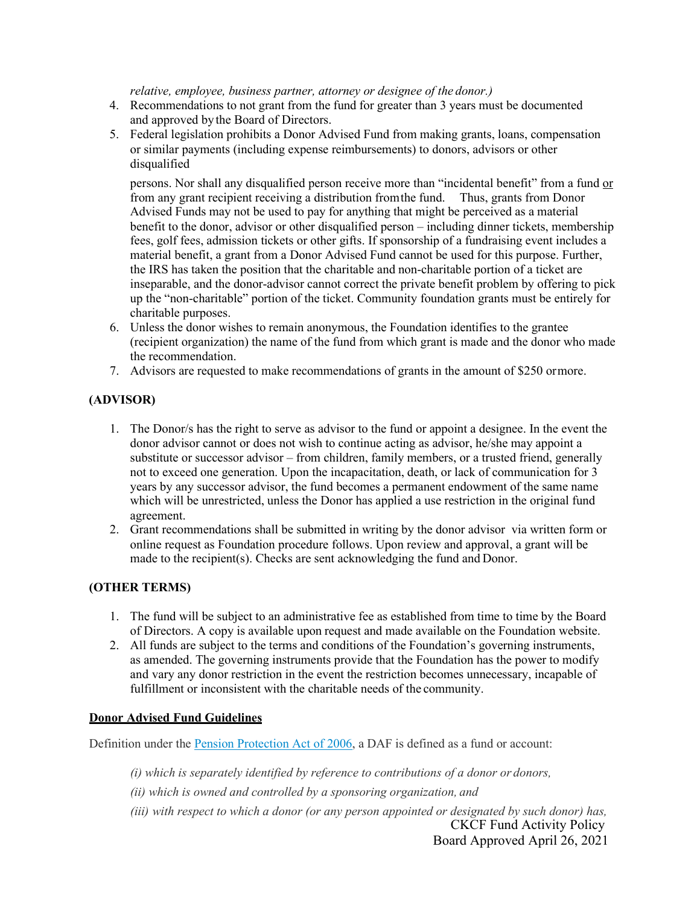*relative, employee, business partner, attorney or designee of the donor.)*

4. Recommendations to not grant from the fund for greater than 3 years must be documented and approved by the Board of Directors.
5. Federal legislation prohibits a Donor Advised Fund from making grants, loans, compensation or similar payments (including expense reimbursements) to donors, advisors or other disqualified

   persons. Nor shall any disqualified person receive more than "incidental benefit" from a fund or from any grant recipient receiving a distribution from the fund. Thus, grants from Donor Advised Funds may not be used to pay for anything that might be perceived as a material benefit to the donor, advisor or other disqualified person – including dinner tickets, membership fees, golf fees, admission tickets or other gifts. If sponsorship of a fundraising event includes a material benefit, a grant from a Donor Advised Fund cannot be used for this purpose. Further, the IRS has taken the position that the charitable and non-charitable portion of a ticket are inseparable, and the donor-advisor cannot correct the private benefit problem by offering to pick up the "non-charitable" portion of the ticket. Community foundation grants must be entirely for charitable purposes.
6. Unless the donor wishes to remain anonymous, the Foundation identifies to the grantee (recipient organization) the name of the fund from which grant is made and the donor who made the recommendation.
7. Advisors are requested to make recommendations of grants in the amount of $250 or more.

**(ADVISOR)**

1. The Donor/s has the right to serve as advisor to the fund or appoint a designee. In the event the donor advisor cannot or does not wish to continue acting as advisor, he/she may appoint a substitute or successor advisor – from children, family members, or a trusted friend, generally not to exceed one generation. Upon the incapacitation, death, or lack of communication for 3 years by any successor advisor, the fund becomes a permanent endowment of the same name which will be unrestricted, unless the Donor has applied a use restriction in the original fund agreement.
2. Grant recommendations shall be submitted in writing by the donor advisor via written form or online request as Foundation procedure follows. Upon review and approval, a grant will be made to the recipient(s). Checks are sent acknowledging the fund and Donor.

**(OTHER TERMS)**

1. The fund will be subject to an administrative fee as established from time to time by the Board of Directors. A copy is available upon request and made available on the Foundation website.
2. All funds are subject to the terms and conditions of the Foundation's governing instruments, as amended. The governing instruments provide that the Foundation has the power to modify and vary any donor restriction in the event the restriction becomes unnecessary, incapable of fulfillment or inconsistent with the charitable needs of the community.

**Donor Advised Fund Guidelines**

Definition under the Pension Protection Act of 2006, a DAF is defined as a fund or account:

*(i) which is separately identified by reference to contributions of a donor or donors,*

*(ii) which is owned and controlled by a sponsoring organization, and*

*(iii) with respect to which a donor (or any person appointed or designated by such donor) has,*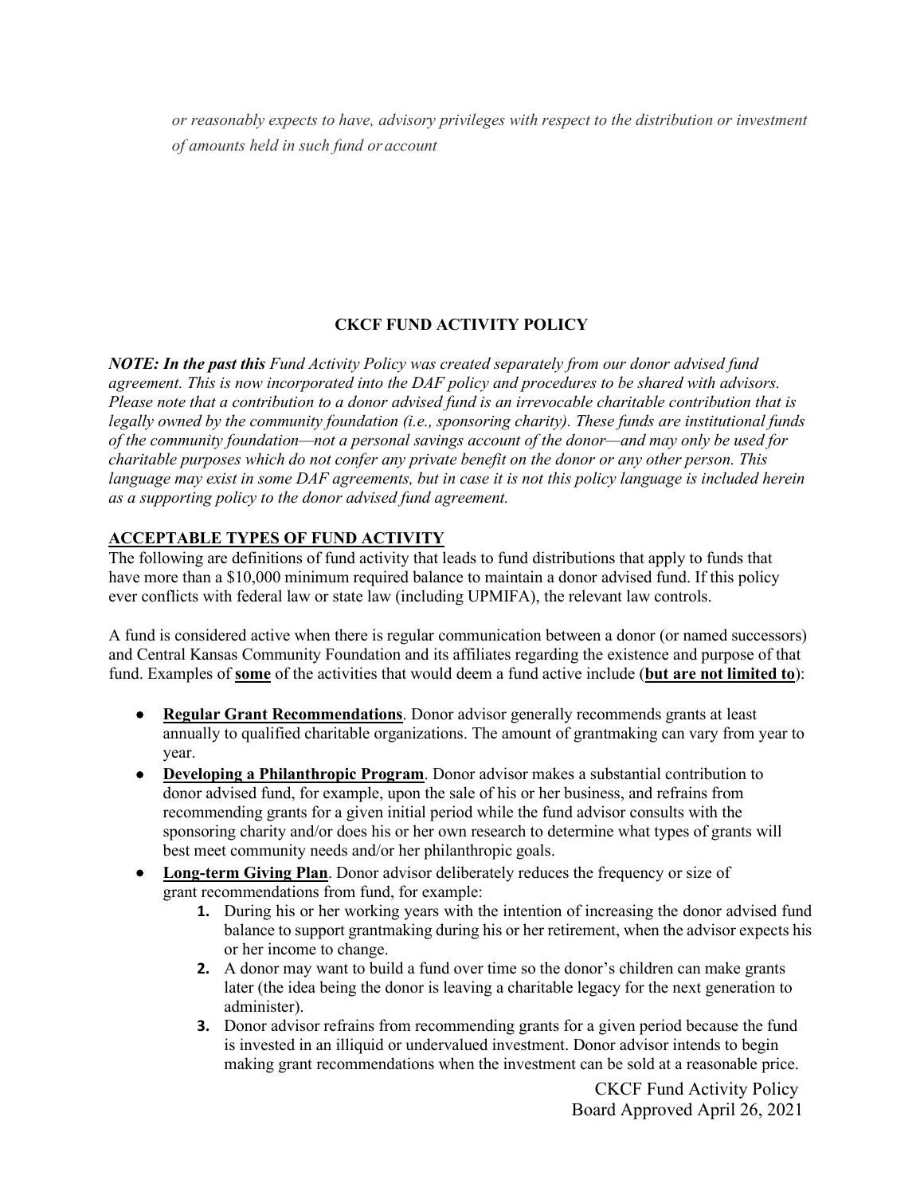*or reasonably expects to have, advisory privileges with respect to the distribution or investment of amounts held in such fund or account*

**CKCF FUND ACTIVITY POLICY**

***NOTE: In the past this*** *Fund Activity Policy was created separately from our donor advised fund agreement. This is now incorporated into the DAF policy and procedures to be shared with advisors. Please note that a contribution to a donor advised fund is an irrevocable charitable contribution that is legally owned by the community foundation (i.e., sponsoring charity). These funds are institutional funds of the community foundation—not a personal savings account of the donor—and may only be used for charitable purposes which do not confer any private benefit on the donor or any other person. This language may exist in some DAF agreements, but in case it is not this policy language is included herein as a supporting policy to the donor advised fund agreement.*

## ACCEPTABLE TYPES OF FUND ACTIVITY

The following are definitions of fund activity that leads to fund distributions that apply to funds that have more than a $10,000 minimum required balance to maintain a donor advised fund. If this policy ever conflicts with federal law or state law (including UPMIFA), the relevant law controls.

A fund is considered active when there is regular communication between a donor (or named successors) and Central Kansas Community Foundation and its affiliates regarding the existence and purpose of that fund. Examples of **some** of the activities that would deem a fund active include (**but are not limited to**):

- **Regular Grant Recommendations**. Donor advisor generally recommends grants at least annually to qualified charitable organizations. The amount of grantmaking can vary from year to year.
- **Developing a Philanthropic Program**. Donor advisor makes a substantial contribution to donor advised fund, for example, upon the sale of his or her business, and refrains from recommending grants for a given initial period while the fund advisor consults with the sponsoring charity and/or does his or her own research to determine what types of grants will best meet community needs and/or her philanthropic goals.
- **Long-term Giving Plan**. Donor advisor deliberately reduces the frequency or size of grant recommendations from fund, for example:
    1. During his or her working years with the intention of increasing the donor advised fund balance to support grantmaking during his or her retirement, when the advisor expects his or her income to change.
    2. A donor may want to build a fund over time so the donor's children can make grants later (the idea being the donor is leaving a charitable legacy for the next generation to administer).
    3. Donor advisor refrains from recommending grants for a given period because the fund is invested in an illiquid or undervalued investment. Donor advisor intends to begin making grant recommendations when the investment can be sold at a reasonable price.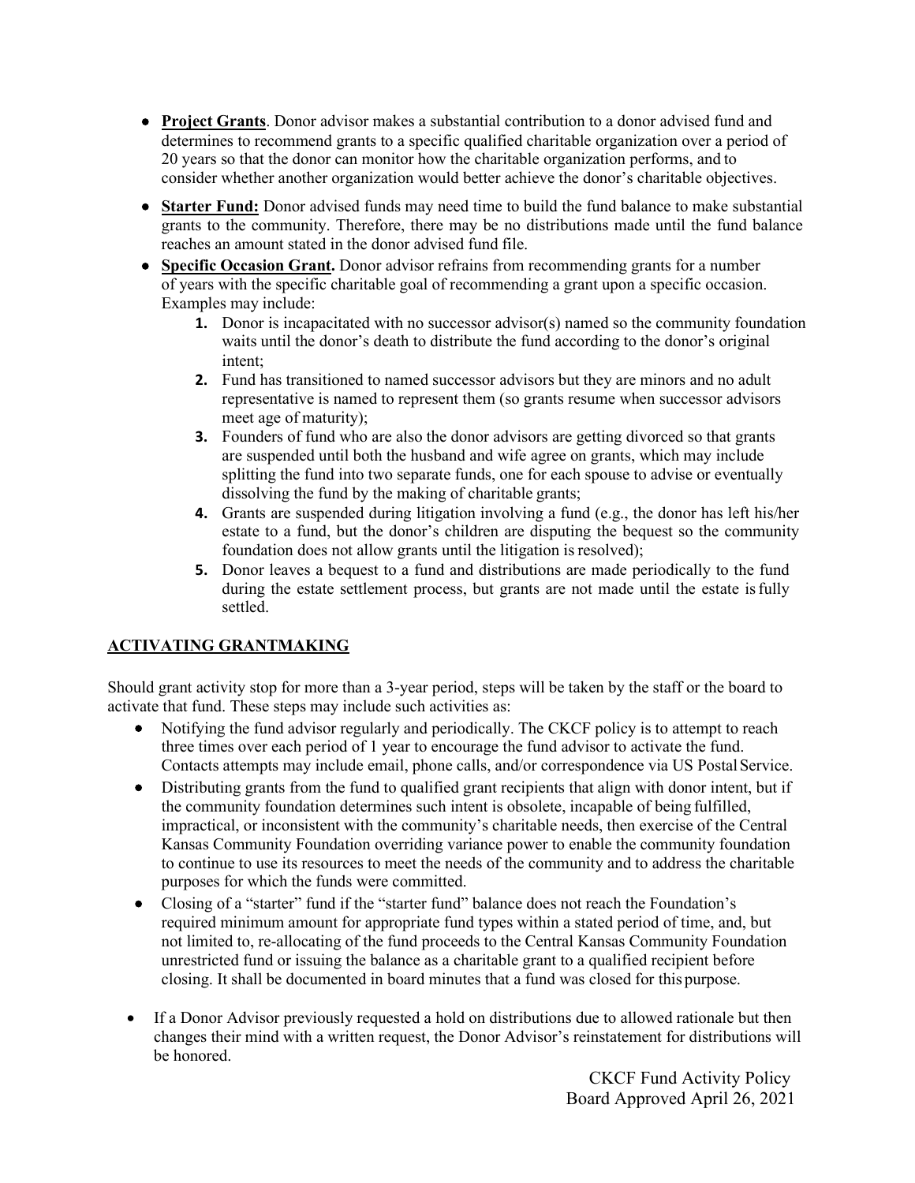- **Project Grants**. Donor advisor makes a substantial contribution to a donor advised fund and determines to recommend grants to a specific qualified charitable organization over a period of 20 years so that the donor can monitor how the charitable organization performs, and to consider whether another organization would better achieve the donor's charitable objectives.
- **Starter Fund:** Donor advised funds may need time to build the fund balance to make substantial grants to the community. Therefore, there may be no distributions made until the fund balance reaches an amount stated in the donor advised fund file.
- **Specific Occasion Grant.** Donor advisor refrains from recommending grants for a number of years with the specific charitable goal of recommending a grant upon a specific occasion. Examples may include:
    1. Donor is incapacitated with no successor advisor(s) named so the community foundation waits until the donor's death to distribute the fund according to the donor's original intent;
    2. Fund has transitioned to named successor advisors but they are minors and no adult representative is named to represent them (so grants resume when successor advisors meet age of maturity);
    3. Founders of fund who are also the donor advisors are getting divorced so that grants are suspended until both the husband and wife agree on grants, which may include splitting the fund into two separate funds, one for each spouse to advise or eventually dissolving the fund by the making of charitable grants;
    4. Grants are suspended during litigation involving a fund (e.g., the donor has left his/her estate to a fund, but the donor's children are disputing the bequest so the community foundation does not allow grants until the litigation is resolved);
    5. Donor leaves a bequest to a fund and distributions are made periodically to the fund during the estate settlement process, but grants are not made until the estate is fully settled.

## ACTIVATING GRANTMAKING

Should grant activity stop for more than a 3-year period, steps will be taken by the staff or the board to activate that fund. These steps may include such activities as:

- Notifying the fund advisor regularly and periodically. The CKCF policy is to attempt to reach three times over each period of 1 year to encourage the fund advisor to activate the fund. Contacts attempts may include email, phone calls, and/or correspondence via US Postal Service.
- Distributing grants from the fund to qualified grant recipients that align with donor intent, but if the community foundation determines such intent is obsolete, incapable of being fulfilled, impractical, or inconsistent with the community's charitable needs, then exercise of the Central Kansas Community Foundation overriding variance power to enable the community foundation to continue to use its resources to meet the needs of the community and to address the charitable purposes for which the funds were committed.
- Closing of a "starter" fund if the "starter fund" balance does not reach the Foundation's required minimum amount for appropriate fund types within a stated period of time, and, but not limited to, re-allocating of the fund proceeds to the Central Kansas Community Foundation unrestricted fund or issuing the balance as a charitable grant to a qualified recipient before closing. It shall be documented in board minutes that a fund was closed for this purpose.
- If a Donor Advisor previously requested a hold on distributions due to allowed rationale but then changes their mind with a written request, the Donor Advisor's reinstatement for distributions will be honored.

CKCF Fund Activity Policy
Board Approved April 26, 2021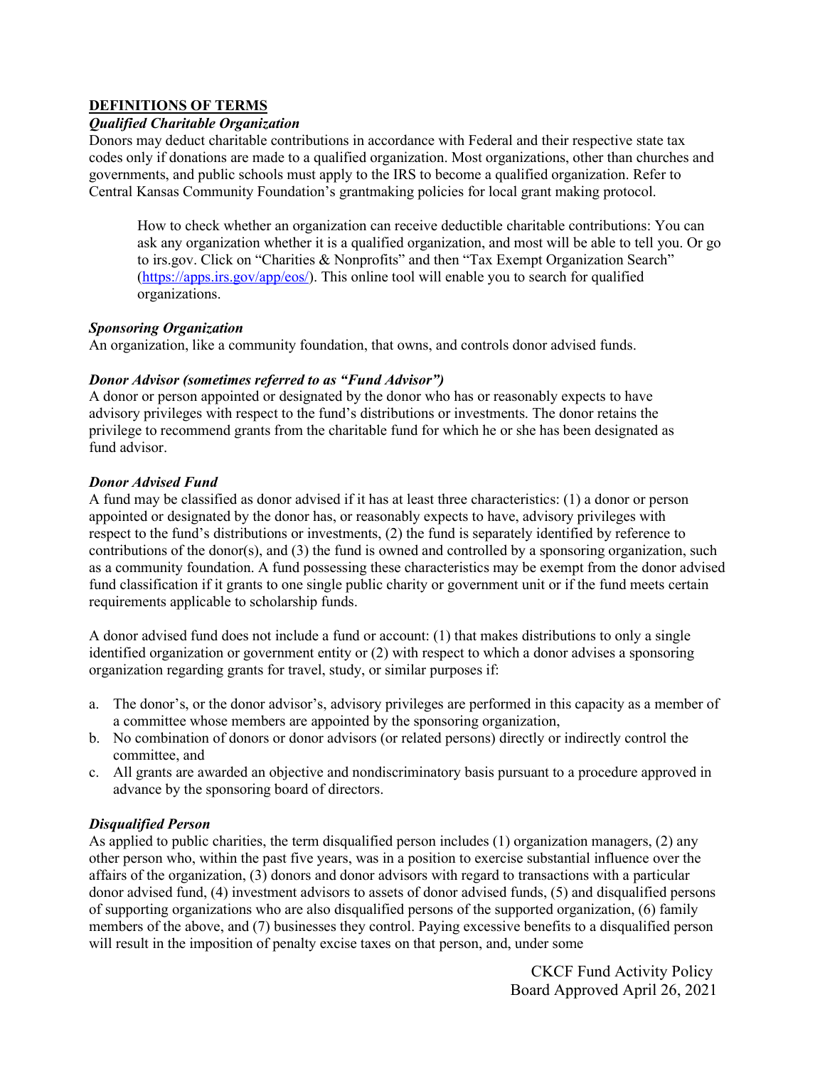## DEFINITIONS OF TERMS

### *Qualified Charitable Organization*

Donors may deduct charitable contributions in accordance with Federal and their respective state tax codes only if donations are made to a qualified organization. Most organizations, other than churches and governments, and public schools must apply to the IRS to become a qualified organization. Refer to Central Kansas Community Foundation's grantmaking policies for local grant making protocol.

> How to check whether an organization can receive deductible charitable contributions: You can ask any organization whether it is a qualified organization, and most will be able to tell you. Or go to irs.gov. Click on "Charities & Nonprofits" and then "Tax Exempt Organization Search" (https://apps.irs.gov/app/eos/). This online tool will enable you to search for qualified organizations.

### *Sponsoring Organization*

An organization, like a community foundation, that owns, and controls donor advised funds.

### *Donor Advisor (sometimes referred to as "Fund Advisor")*

A donor or person appointed or designated by the donor who has or reasonably expects to have advisory privileges with respect to the fund's distributions or investments. The donor retains the privilege to recommend grants from the charitable fund for which he or she has been designated as fund advisor.

### *Donor Advised Fund*

A fund may be classified as donor advised if it has at least three characteristics: (1) a donor or person appointed or designated by the donor has, or reasonably expects to have, advisory privileges with respect to the fund's distributions or investments, (2) the fund is separately identified by reference to contributions of the donor(s), and (3) the fund is owned and controlled by a sponsoring organization, such as a community foundation. A fund possessing these characteristics may be exempt from the donor advised fund classification if it grants to one single public charity or government unit or if the fund meets certain requirements applicable to scholarship funds.

A donor advised fund does not include a fund or account: (1) that makes distributions to only a single identified organization or government entity or (2) with respect to which a donor advises a sponsoring organization regarding grants for travel, study, or similar purposes if:

a. The donor's, or the donor advisor's, advisory privileges are performed in this capacity as a member of a committee whose members are appointed by the sponsoring organization,
b. No combination of donors or donor advisors (or related persons) directly or indirectly control the committee, and
c. All grants are awarded an objective and nondiscriminatory basis pursuant to a procedure approved in advance by the sponsoring board of directors.

### *Disqualified Person*

As applied to public charities, the term disqualified person includes (1) organization managers, (2) any other person who, within the past five years, was in a position to exercise substantial influence over the affairs of the organization, (3) donors and donor advisors with regard to transactions with a particular donor advised fund, (4) investment advisors to assets of donor advised funds, (5) and disqualified persons of supporting organizations who are also disqualified persons of the supported organization, (6) family members of the above, and (7) businesses they control. Paying excessive benefits to a disqualified person will result in the imposition of penalty excise taxes on that person, and, under some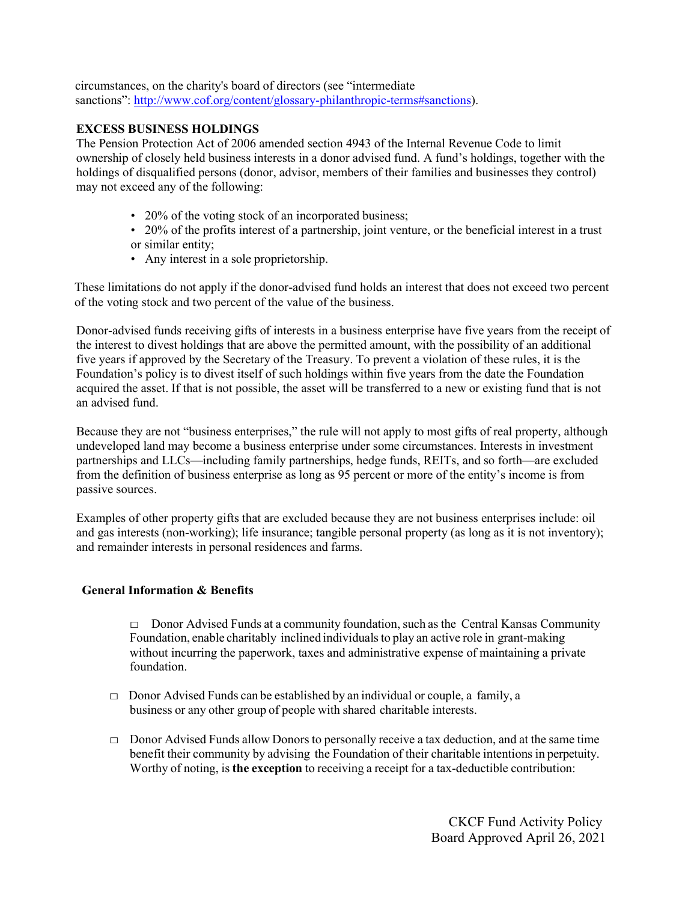circumstances, on the charity's board of directors (see "intermediate sanctions": [http://www.cof.org/content/glossary-philanthropic-terms#sanctions](http://www.cof.org/content/glossary-philanthropic-terms#sanctions)).

**EXCESS BUSINESS HOLDINGS**

The Pension Protection Act of 2006 amended section 4943 of the Internal Revenue Code to limit ownership of closely held business interests in a donor advised fund. A fund's holdings, together with the holdings of disqualified persons (donor, advisor, members of their families and businesses they control) may not exceed any of the following:

- 20% of the voting stock of an incorporated business;
- 20% of the profits interest of a partnership, joint venture, or the beneficial interest in a trust or similar entity;
- Any interest in a sole proprietorship.

These limitations do not apply if the donor-advised fund holds an interest that does not exceed two percent of the voting stock and two percent of the value of the business.

Donor-advised funds receiving gifts of interests in a business enterprise have five years from the receipt of the interest to divest holdings that are above the permitted amount, with the possibility of an additional five years if approved by the Secretary of the Treasury. To prevent a violation of these rules, it is the Foundation's policy is to divest itself of such holdings within five years from the date the Foundation acquired the asset. If that is not possible, the asset will be transferred to a new or existing fund that is not an advised fund.

Because they are not "business enterprises," the rule will not apply to most gifts of real property, although undeveloped land may become a business enterprise under some circumstances. Interests in investment partnerships and LLCs—including family partnerships, hedge funds, REITs, and so forth—are excluded from the definition of business enterprise as long as 95 percent or more of the entity's income is from passive sources.

Examples of other property gifts that are excluded because they are not business enterprises include: oil and gas interests (non-working); life insurance; tangible personal property (as long as it is not inventory); and remainder interests in personal residences and farms.

**General Information & Benefits**

- □ Donor Advised Funds at a community foundation, such as the Central Kansas Community Foundation, enable charitably inclined individuals to play an active role in grant-making without incurring the paperwork, taxes and administrative expense of maintaining a private foundation.
- □ Donor Advised Funds can be established by an individual or couple, a family, a business or any other group of people with shared charitable interests.
- □ Donor Advised Funds allow Donors to personally receive a tax deduction, and at the same time benefit their community by advising the Foundation of their charitable intentions in perpetuity. Worthy of noting, is **the exception** to receiving a receipt for a tax-deductible contribution: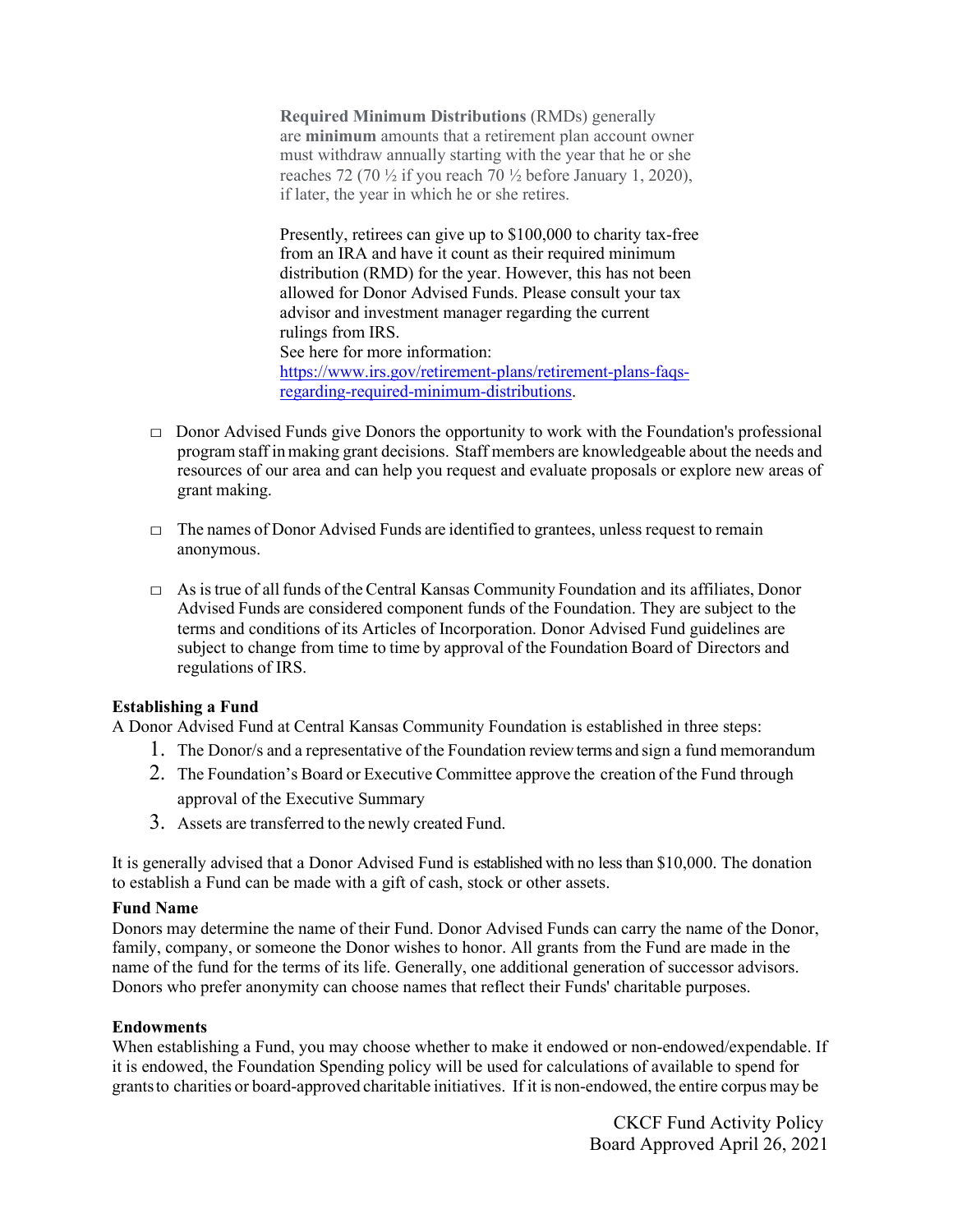**Required Minimum Distributions** (RMDs) generally are **minimum** amounts that a retirement plan account owner must withdraw annually starting with the year that he or she reaches 72 (70 ½ if you reach 70 ½ before January 1, 2020), if later, the year in which he or she retires.

Presently, retirees can give up to $100,000 to charity tax-free from an IRA and have it count as their required minimum distribution (RMD) for the year. However, this has not been allowed for Donor Advised Funds. Please consult your tax advisor and investment manager regarding the current rulings from IRS.
See here for more information: [https://www.irs.gov/retirement-plans/retirement-plans-faqs-regarding-required-minimum-distributions](https://www.irs.gov/retirement-plans/retirement-plans-faqs-regarding-required-minimum-distributions).

- Donor Advised Funds give Donors the opportunity to work with the Foundation's professional program staff in making grant decisions. Staff members are knowledgeable about the needs and resources of our area and can help you request and evaluate proposals or explore new areas of grant making.
- The names of Donor Advised Funds are identified to grantees, unless request to remain anonymous.
- As is true of all funds of the Central Kansas Community Foundation and its affiliates, Donor Advised Funds are considered component funds of the Foundation. They are subject to the terms and conditions of its Articles of Incorporation. Donor Advised Fund guidelines are subject to change from time to time by approval of the Foundation Board of Directors and regulations of IRS.

**Establishing a Fund**

A Donor Advised Fund at Central Kansas Community Foundation is established in three steps:

1. The Donor/s and a representative of the Foundation review terms and sign a fund memorandum
2. The Foundation's Board or Executive Committee approve the creation of the Fund through approval of the Executive Summary
3. Assets are transferred to the newly created Fund.

It is generally advised that a Donor Advised Fund is established with no less than $10,000. The donation to establish a Fund can be made with a gift of cash, stock or other assets.

**Fund Name**

Donors may determine the name of their Fund. Donor Advised Funds can carry the name of the Donor, family, company, or someone the Donor wishes to honor. All grants from the Fund are made in the name of the fund for the terms of its life. Generally, one additional generation of successor advisors. Donors who prefer anonymity can choose names that reflect their Funds' charitable purposes.

**Endowments**

When establishing a Fund, you may choose whether to make it endowed or non-endowed/expendable. If it is endowed, the Foundation Spending policy will be used for calculations of available to spend for grants to charities or board-approved charitable initiatives. If it is non-endowed, the entire corpus may be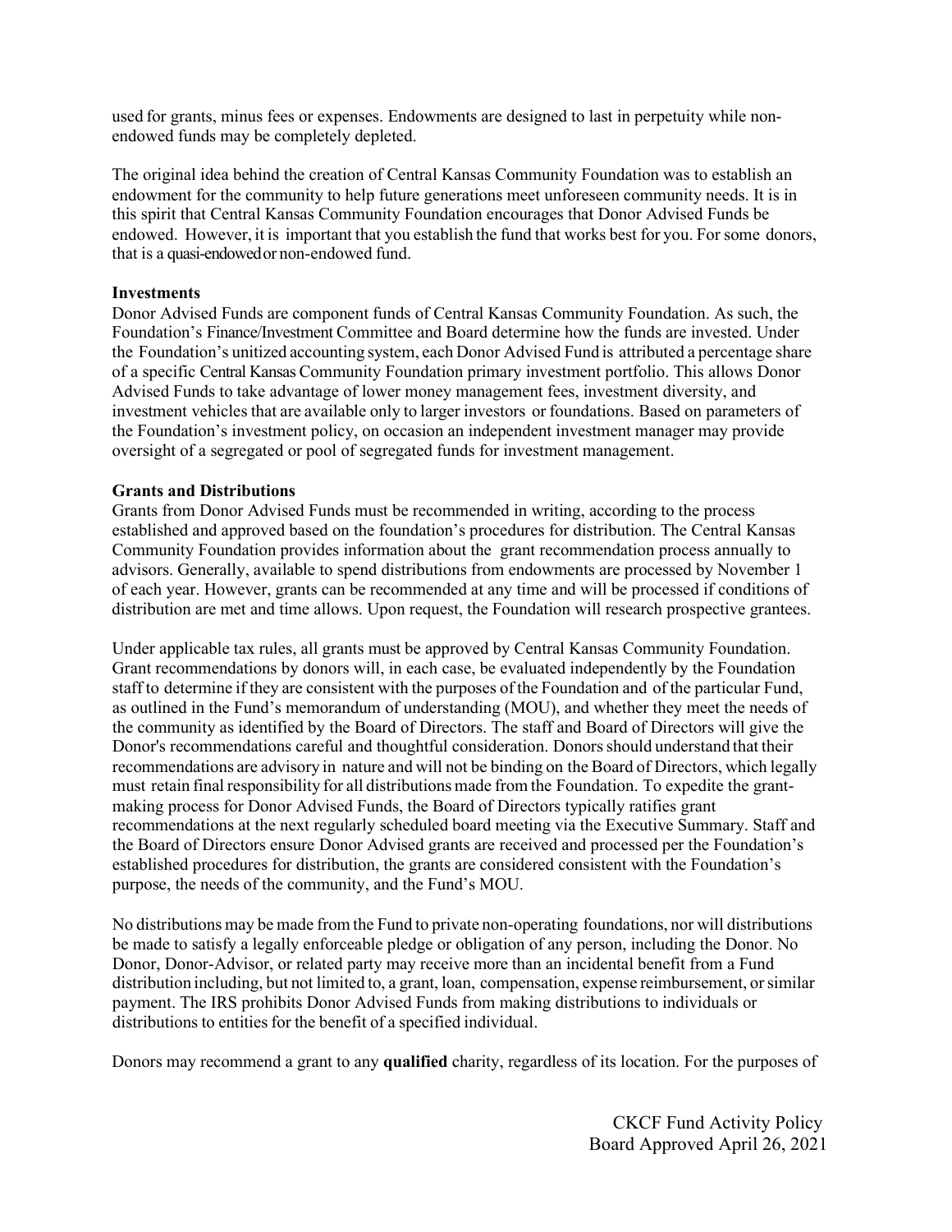used for grants, minus fees or expenses. Endowments are designed to last in perpetuity while non-endowed funds may be completely depleted.

The original idea behind the creation of Central Kansas Community Foundation was to establish an endowment for the community to help future generations meet unforeseen community needs. It is in this spirit that Central Kansas Community Foundation encourages that Donor Advised Funds be endowed. However, it is important that you establish the fund that works best for you. For some donors, that is a quasi-endowed or non-endowed fund.

**Investments**

Donor Advised Funds are component funds of Central Kansas Community Foundation. As such, the Foundation's Finance/Investment Committee and Board determine how the funds are invested. Under the Foundation's unitized accounting system, each Donor Advised Fund is attributed a percentage share of a specific Central Kansas Community Foundation primary investment portfolio. This allows Donor Advised Funds to take advantage of lower money management fees, investment diversity, and investment vehicles that are available only to larger investors or foundations. Based on parameters of the Foundation's investment policy, on occasion an independent investment manager may provide oversight of a segregated or pool of segregated funds for investment management.

**Grants and Distributions**

Grants from Donor Advised Funds must be recommended in writing, according to the process established and approved based on the foundation's procedures for distribution. The Central Kansas Community Foundation provides information about the grant recommendation process annually to advisors. Generally, available to spend distributions from endowments are processed by November 1 of each year. However, grants can be recommended at any time and will be processed if conditions of distribution are met and time allows. Upon request, the Foundation will research prospective grantees.

Under applicable tax rules, all grants must be approved by Central Kansas Community Foundation. Grant recommendations by donors will, in each case, be evaluated independently by the Foundation staff to determine if they are consistent with the purposes of the Foundation and of the particular Fund, as outlined in the Fund's memorandum of understanding (MOU), and whether they meet the needs of the community as identified by the Board of Directors. The staff and Board of Directors will give the Donor's recommendations careful and thoughtful consideration. Donors should understand that their recommendations are advisory in nature and will not be binding on the Board of Directors, which legally must retain final responsibility for all distributions made from the Foundation. To expedite the grant-making process for Donor Advised Funds, the Board of Directors typically ratifies grant recommendations at the next regularly scheduled board meeting via the Executive Summary. Staff and the Board of Directors ensure Donor Advised grants are received and processed per the Foundation's established procedures for distribution, the grants are considered consistent with the Foundation's purpose, the needs of the community, and the Fund's MOU.

No distributions may be made from the Fund to private non-operating foundations, nor will distributions be made to satisfy a legally enforceable pledge or obligation of any person, including the Donor. No Donor, Donor-Advisor, or related party may receive more than an incidental benefit from a Fund distribution including, but not limited to, a grant, loan, compensation, expense reimbursement, or similar payment. The IRS prohibits Donor Advised Funds from making distributions to individuals or distributions to entities for the benefit of a specified individual.

Donors may recommend a grant to any **qualified** charity, regardless of its location. For the purposes of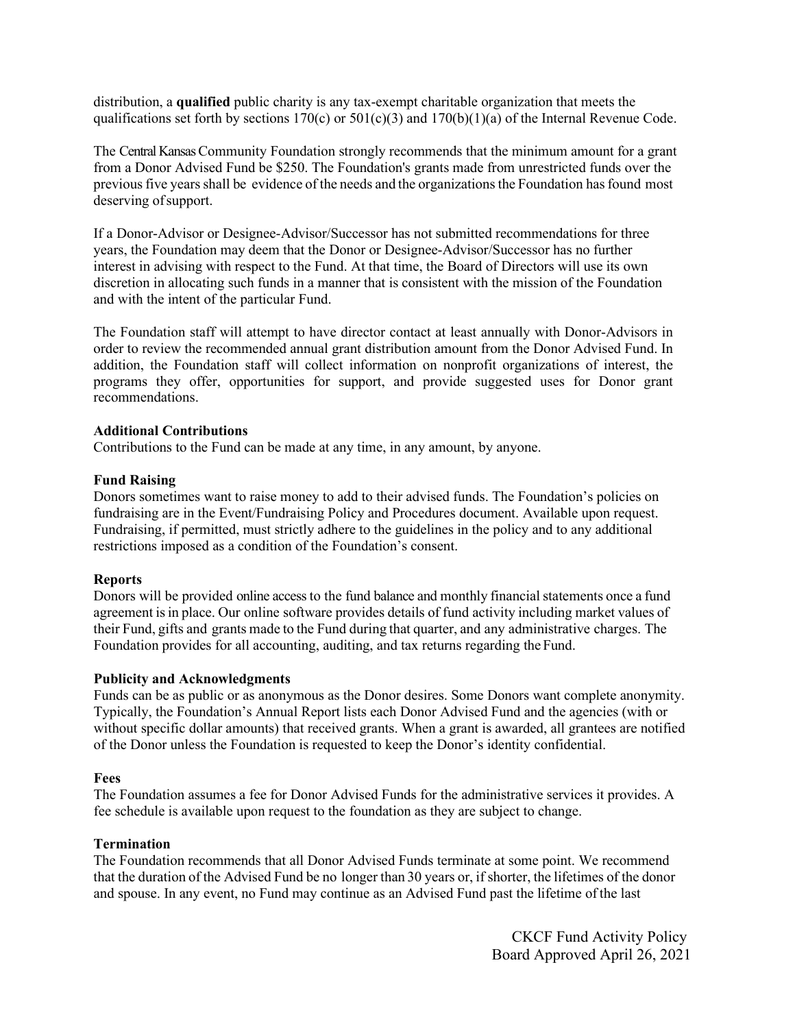distribution, a **qualified** public charity is any tax-exempt charitable organization that meets the qualifications set forth by sections 170(c) or 501(c)(3) and 170(b)(1)(a) of the Internal Revenue Code.

The Central Kansas Community Foundation strongly recommends that the minimum amount for a grant from a Donor Advised Fund be $250. The Foundation's grants made from unrestricted funds over the previous five years shall be evidence of the needs and the organizations the Foundation has found most deserving of support.

If a Donor-Advisor or Designee-Advisor/Successor has not submitted recommendations for three years, the Foundation may deem that the Donor or Designee-Advisor/Successor has no further interest in advising with respect to the Fund. At that time, the Board of Directors will use its own discretion in allocating such funds in a manner that is consistent with the mission of the Foundation and with the intent of the particular Fund.

The Foundation staff will attempt to have director contact at least annually with Donor-Advisors in order to review the recommended annual grant distribution amount from the Donor Advised Fund. In addition, the Foundation staff will collect information on nonprofit organizations of interest, the programs they offer, opportunities for support, and provide suggested uses for Donor grant recommendations.

**Additional Contributions**

Contributions to the Fund can be made at any time, in any amount, by anyone.

**Fund Raising**

Donors sometimes want to raise money to add to their advised funds. The Foundation's policies on fundraising are in the Event/Fundraising Policy and Procedures document. Available upon request. Fundraising, if permitted, must strictly adhere to the guidelines in the policy and to any additional restrictions imposed as a condition of the Foundation's consent.

**Reports**

Donors will be provided online access to the fund balance and monthly financial statements once a fund agreement is in place. Our online software provides details of fund activity including market values of their Fund, gifts and grants made to the Fund during that quarter, and any administrative charges. The Foundation provides for all accounting, auditing, and tax returns regarding the Fund.

**Publicity and Acknowledgments**

Funds can be as public or as anonymous as the Donor desires. Some Donors want complete anonymity. Typically, the Foundation's Annual Report lists each Donor Advised Fund and the agencies (with or without specific dollar amounts) that received grants. When a grant is awarded, all grantees are notified of the Donor unless the Foundation is requested to keep the Donor's identity confidential.

**Fees**

The Foundation assumes a fee for Donor Advised Funds for the administrative services it provides. A fee schedule is available upon request to the foundation as they are subject to change.

**Termination**

The Foundation recommends that all Donor Advised Funds terminate at some point. We recommend that the duration of the Advised Fund be no longer than 30 years or, if shorter, the lifetimes of the donor and spouse. In any event, no Fund may continue as an Advised Fund past the lifetime of the last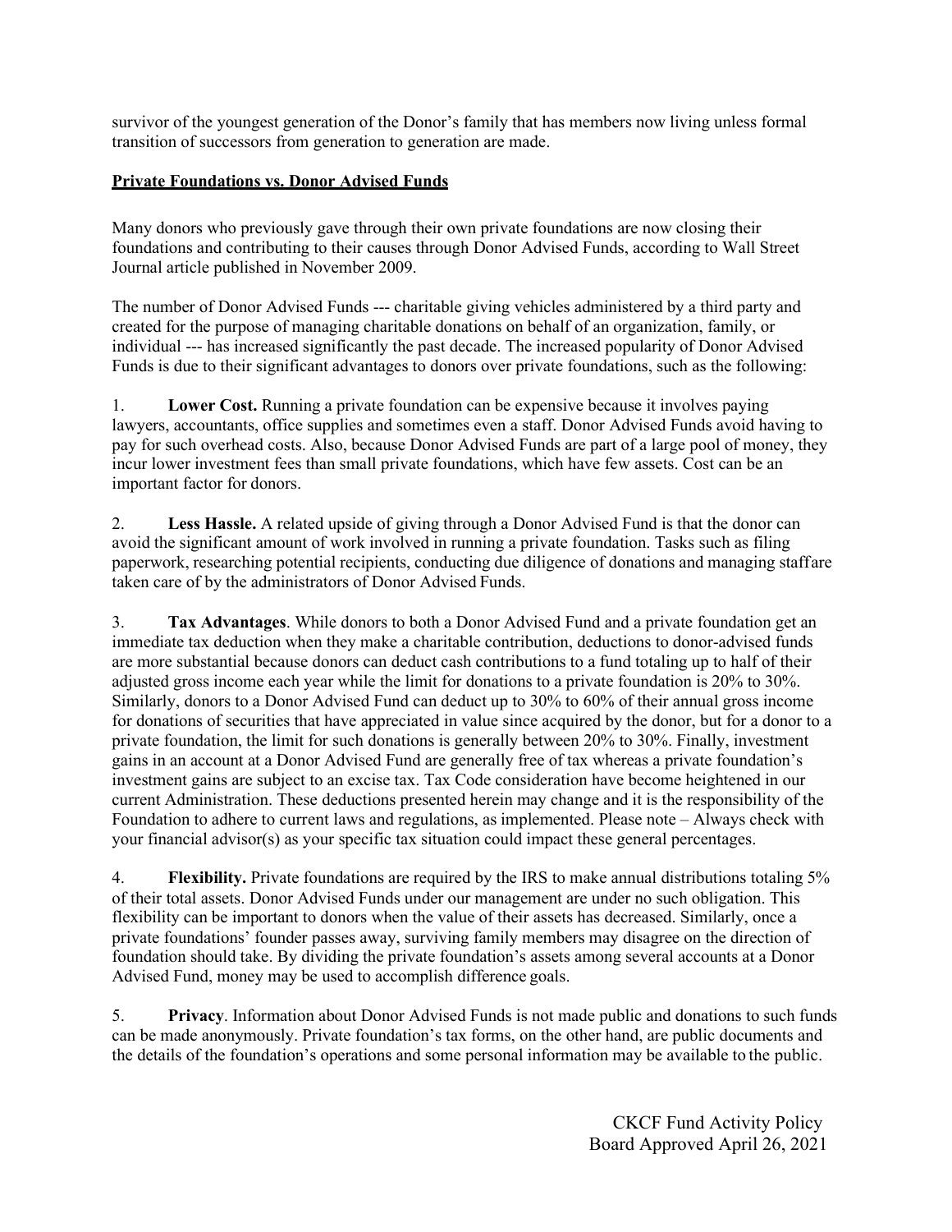survivor of the youngest generation of the Donor's family that has members now living unless formal transition of successors from generation to generation are made.

## Private Foundations vs. Donor Advised Funds

Many donors who previously gave through their own private foundations are now closing their foundations and contributing to their causes through Donor Advised Funds, according to Wall Street Journal article published in November 2009.

The number of Donor Advised Funds --- charitable giving vehicles administered by a third party and created for the purpose of managing charitable donations on behalf of an organization, family, or individual --- has increased significantly the past decade. The increased popularity of Donor Advised Funds is due to their significant advantages to donors over private foundations, such as the following:

1. **Lower Cost.** Running a private foundation can be expensive because it involves paying lawyers, accountants, office supplies and sometimes even a staff. Donor Advised Funds avoid having to pay for such overhead costs. Also, because Donor Advised Funds are part of a large pool of money, they incur lower investment fees than small private foundations, which have few assets. Cost can be an important factor for donors.

2. **Less Hassle.** A related upside of giving through a Donor Advised Fund is that the donor can avoid the significant amount of work involved in running a private foundation. Tasks such as filing paperwork, researching potential recipients, conducting due diligence of donations and managing staffare taken care of by the administrators of Donor Advised Funds.

3. **Tax Advantages**. While donors to both a Donor Advised Fund and a private foundation get an immediate tax deduction when they make a charitable contribution, deductions to donor-advised funds are more substantial because donors can deduct cash contributions to a fund totaling up to half of their adjusted gross income each year while the limit for donations to a private foundation is 20% to 30%. Similarly, donors to a Donor Advised Fund can deduct up to 30% to 60% of their annual gross income for donations of securities that have appreciated in value since acquired by the donor, but for a donor to a private foundation, the limit for such donations is generally between 20% to 30%. Finally, investment gains in an account at a Donor Advised Fund are generally free of tax whereas a private foundation's investment gains are subject to an excise tax. Tax Code consideration have become heightened in our current Administration. These deductions presented herein may change and it is the responsibility of the Foundation to adhere to current laws and regulations, as implemented. Please note – Always check with your financial advisor(s) as your specific tax situation could impact these general percentages.

4. **Flexibility.** Private foundations are required by the IRS to make annual distributions totaling 5% of their total assets. Donor Advised Funds under our management are under no such obligation. This flexibility can be important to donors when the value of their assets has decreased. Similarly, once a private foundations' founder passes away, surviving family members may disagree on the direction of foundation should take. By dividing the private foundation's assets among several accounts at a Donor Advised Fund, money may be used to accomplish difference goals.

5. **Privacy**. Information about Donor Advised Funds is not made public and donations to such funds can be made anonymously. Private foundation's tax forms, on the other hand, are public documents and the details of the foundation's operations and some personal information may be available to the public.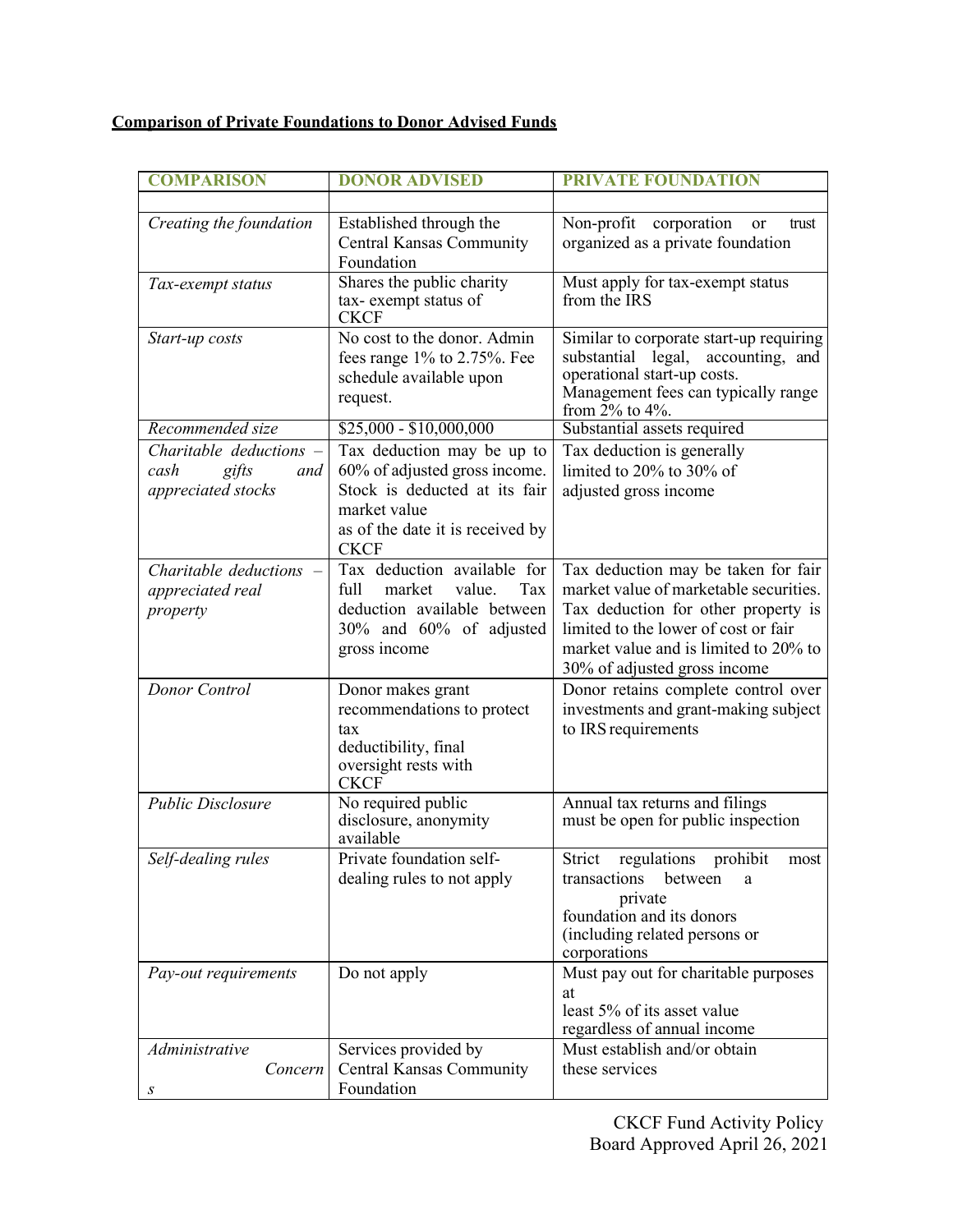**Comparison of Private Foundations to Donor Advised Funds**

| COMPARISON | DONOR ADVISED | PRIVATE FOUNDATION |
|---|---|---|
| | | |
| *Creating the foundation* | Established through the Central Kansas Community Foundation | Non-profit corporation or trust organized as a private foundation |
| *Tax-exempt status* | Shares the public charity tax- exempt status of CKCF | Must apply for tax-exempt status from the IRS |
| *Start-up costs* | No cost to the donor. Admin fees range 1% to 2.75%. Fee schedule available upon request. | Similar to corporate start-up requiring substantial legal, accounting, and operational start-up costs. Management fees can typically range from 2% to 4%. |
| *Recommended size* | $25,000 - $10,000,000 | Substantial assets required |
| *Charitable deductions – cash gifts and appreciated stocks* | Tax deduction may be up to 60% of adjusted gross income. Stock is deducted at its fair market value as of the date it is received by CKCF | Tax deduction is generally limited to 20% to 30% of adjusted gross income |
| *Charitable deductions – appreciated real property* | Tax deduction available for full market value. Tax deduction available between 30% and 60% of adjusted gross income | Tax deduction may be taken for fair market value of marketable securities. Tax deduction for other property is limited to the lower of cost or fair market value and is limited to 20% to 30% of adjusted gross income |
| *Donor Control* | Donor makes grant recommendations to protect tax deductibility, final oversight rests with CKCF | Donor retains complete control over investments and grant-making subject to IRS requirements |
| *Public Disclosure* | No required public disclosure, anonymity available | Annual tax returns and filings must be open for public inspection |
| *Self-dealing rules* | Private foundation self-dealing rules to not apply | Strict regulations prohibit most transactions between a private foundation and its donors (including related persons or corporations |
| *Pay-out requirements* | Do not apply | Must pay out for charitable purposes at least 5% of its asset value regardless of annual income |
| *Administrative Concerns* | Services provided by Central Kansas Community Foundation | Must establish and/or obtain these services |

CKCF Fund Activity Policy
Board Approved April 26, 2021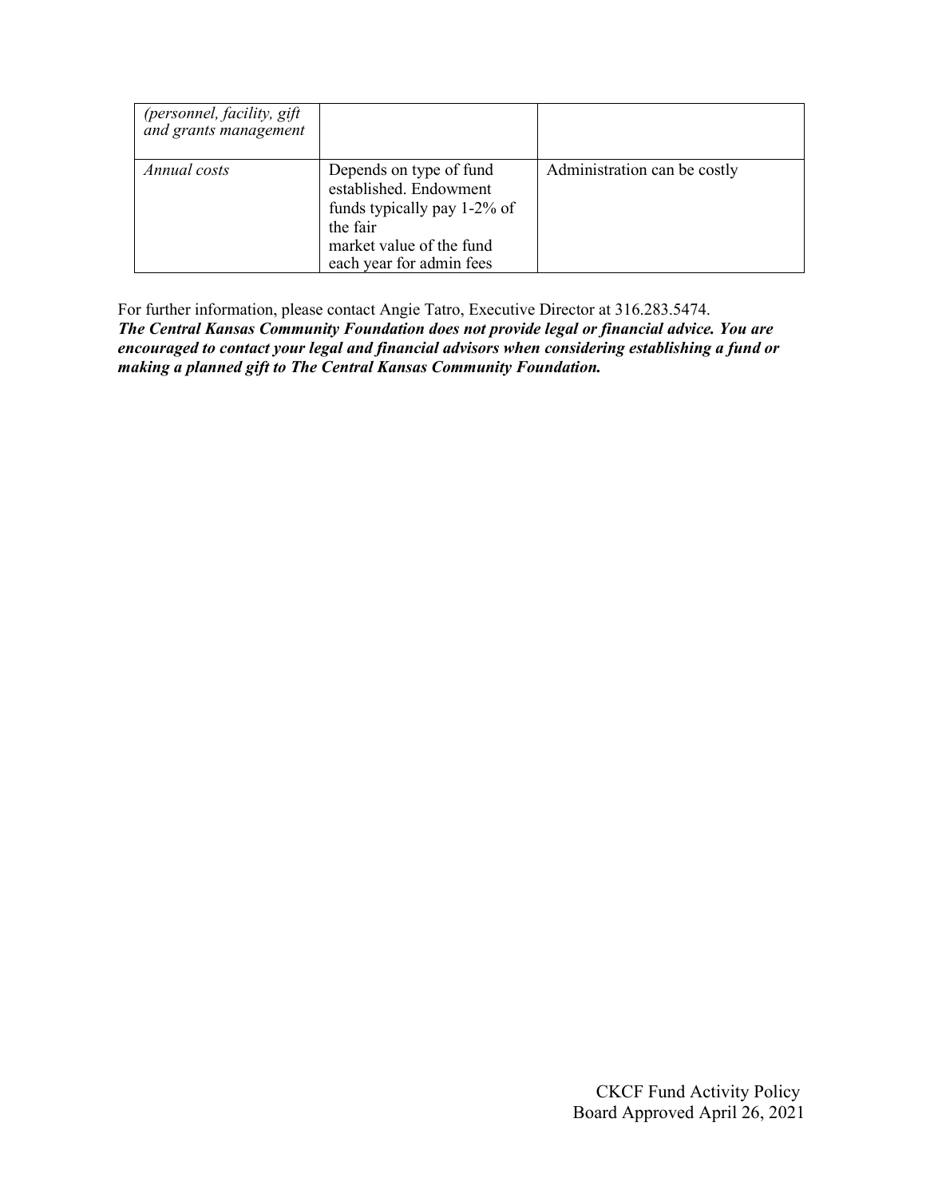| | | |
|---|---|---|
| *(personnel, facility, gift and grants management* | | |
| *Annual costs* | Depends on type of fund established. Endowment funds typically pay 1-2% of the fair market value of the fund each year for admin fees | Administration can be costly |

For further information, please contact Angie Tatro, Executive Director at 316.283.5474.
***The Central Kansas Community Foundation does not provide legal or financial advice. You are encouraged to contact your legal and financial advisors when considering establishing a fund or making a planned gift to The Central Kansas Community Foundation.***

CKCF Fund Activity Policy
Board Approved April 26, 2021